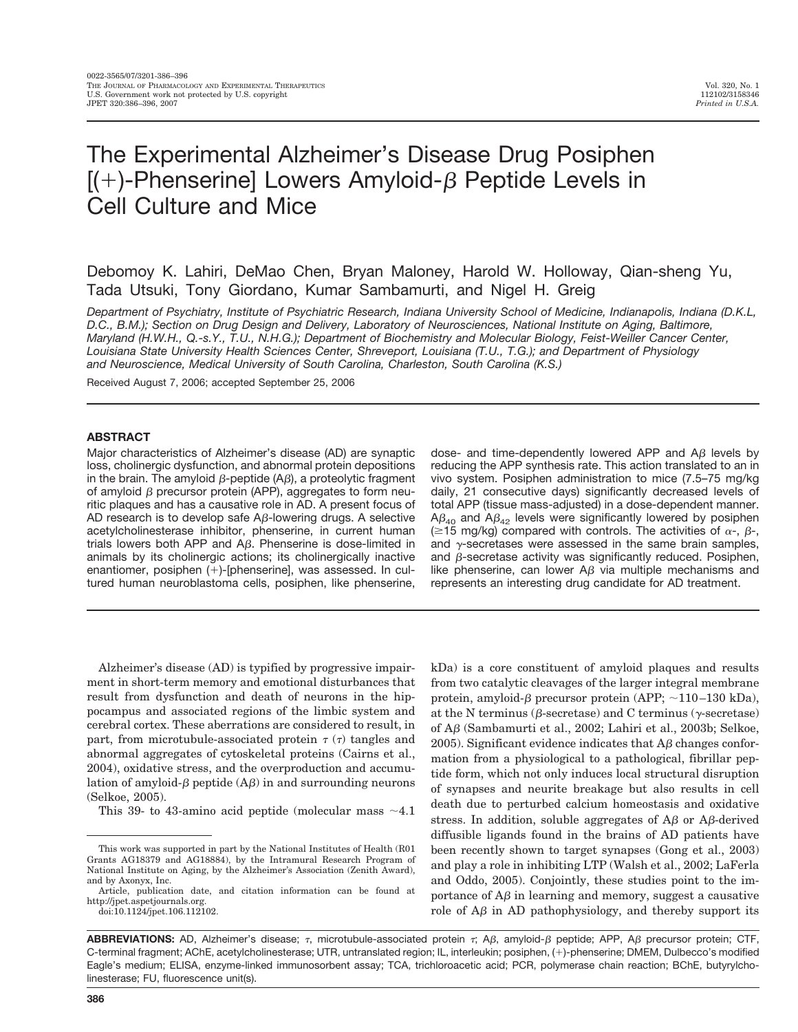# The Experimental Alzheimer's Disease Drug Posiphen [(+)-Phenserine] Lowers Amyloid-β Peptide Levels in Cell Culture and Mice

Debomoy K. Lahiri, DeMao Chen, Bryan Maloney, Harold W. Holloway, Qian-sheng Yu, Tada Utsuki, Tony Giordano, Kumar Sambamurti, and Nigel H. Greig

*Department of Psychiatry, Institute of Psychiatric Research, Indiana University School of Medicine, Indianapolis, Indiana (D.K.L, D.C., B.M.); Section on Drug Design and Delivery, Laboratory of Neurosciences, National Institute on Aging, Baltimore, Maryland (H.W.H., Q.-s.Y., T.U., N.H.G.); Department of Biochemistry and Molecular Biology, Feist-Weiller Cancer Center, Louisiana State University Health Sciences Center, Shreveport, Louisiana (T.U., T.G.); and Department of Physiology and Neuroscience, Medical University of South Carolina, Charleston, South Carolina (K.S.)*

Received August 7, 2006; accepted September 25, 2006

## ABSTRACT

Major characteristics of Alzheimer's disease (AD) are synaptic loss, cholinergic dysfunction, and abnormal protein depositions in the brain. The amyloid β-peptide (Aβ), a proteolytic fragment of amyloid β precursor protein (APP), aggregates to form neuritic plaques and has a causative role in AD. A present focus of AD research is to develop safe Aβ-lowering drugs. A selective acetylcholinesterase inhibitor, phenserine, in current human trials lowers both APP and Aβ. Phenserine is dose-limited in animals by its cholinergic actions; its cholinergically inactive enantiomer, posiphen (+)-[phenserine], was assessed. In cultured human neuroblastoma cells, posiphen, like phenserine, dose- and time-dependently lowered APP and Aβ levels by reducing the APP synthesis rate. This action translated to an in vivo system. Posiphen administration to mice (7.5–75 mg/kg daily, 21 consecutive days) significantly decreased levels of total APP (tissue mass-adjusted) in a dose-dependent manner. $A\beta_{40}$ and $A\beta_{42}$ levels were significantly lowered by posiphen (≥15 mg/kg) compared with controls. The activities of α-, β-, and γ-secretases were assessed in the same brain samples, and β-secretase activity was significantly reduced. Posiphen, like phenserine, can lower Aβ via multiple mechanisms and represents an interesting drug candidate for AD treatment.

Alzheimer's disease (AD) is typified by progressive impairment in short-term memory and emotional disturbances that result from dysfunction and death of neurons in the hippocampus and associated regions of the limbic system and cerebral cortex. These aberrations are considered to result, in part, from microtubule-associated protein τ (τ) tangles and abnormal aggregates of cytoskeletal proteins (Cairns et al., 2004), oxidative stress, and the overproduction and accumulation of amyloid-β peptide (Aβ) in and surrounding neurons (Selkoe, 2005).

This 39- to 43-amino acid peptide (molecular mass ~4.1 kDa) is a core constituent of amyloid plaques and results from two catalytic cleavages of the larger integral membrane protein, amyloid-β precursor protein (APP; ~110–130 kDa), at the N terminus (β-secretase) and C terminus (γ-secretase) of Aβ (Sambamurti et al., 2002; Lahiri et al., 2003b; Selkoe, 2005). Significant evidence indicates that Aβ changes conformation from a physiological to a pathological, fibrillar peptide form, which not only induces local structural disruption of synapses and neurite breakage but also results in cell death due to perturbed calcium homeostasis and oxidative stress. In addition, soluble aggregates of Aβ or Aβ-derived diffusible ligands found in the brains of AD patients have been recently shown to target synapses (Gong et al., 2003) and play a role in inhibiting LTP (Walsh et al., 2002; LaFerla and Oddo, 2005). Conjointly, these studies point to the importance of Aβ in learning and memory, suggest a causative role of Aβ in AD pathophysiology, and thereby support its

This work was supported in part by the National Institutes of Health (R01 Grants AG18379 and AG18884), by the Intramural Research Program of National Institute on Aging, by the Alzheimer's Association (Zenith Award), and by Axonyx, Inc.

Article, publication date, and citation information can be found at http://jpet.aspetjournals.org.

doi:10.1124/jpet.106.112102.

**ABBREVIATIONS:** AD, Alzheimer's disease; τ, microtubule-associated protein τ; Aβ, amyloid-β peptide; APP, Aβ precursor protein; CTF, C-terminal fragment; AChE, acetylcholinesterase; UTR, untranslated region; IL, interleukin; posiphen, (+)-phenserine; DMEM, Dulbecco's modified Eagle's medium; ELISA, enzyme-linked immunosorbent assay; TCA, trichloroacetic acid; PCR, polymerase chain reaction; BChE, butyrylcholinesterase; FU, fluorescence unit(s).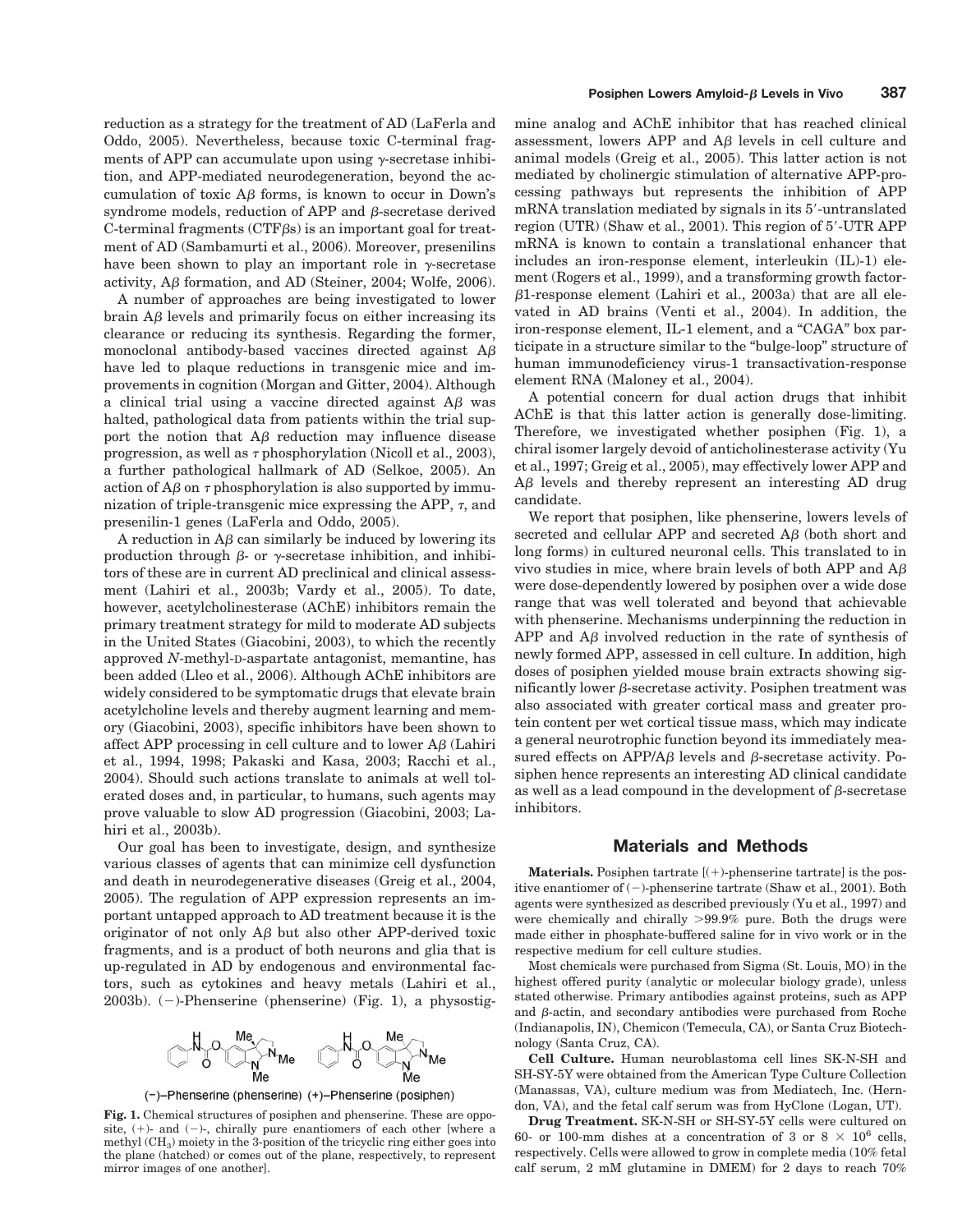reduction as a strategy for the treatment of AD (LaFerla and Oddo, 2005). Nevertheless, because toxic C-terminal fragments of APP can accumulate upon using γ-secretase inhibition, and APP-mediated neurodegeneration, beyond the accumulation of toxic Aβ forms, is known to occur in Down's syndrome models, reduction of APP and β-secretase derived C-terminal fragments (CTFβs) is an important goal for treatment of AD (Sambamurti et al., 2006). Moreover, presenilins have been shown to play an important role in γ-secretase activity, Aβ formation, and AD (Steiner, 2004; Wolfe, 2006).

A number of approaches are being investigated to lower brain Aβ levels and primarily focus on either increasing its clearance or reducing its synthesis. Regarding the former, monoclonal antibody-based vaccines directed against Aβ have led to plaque reductions in transgenic mice and improvements in cognition (Morgan and Gitter, 2004). Although a clinical trial using a vaccine directed against Aβ was halted, pathological data from patients within the trial support the notion that Aβ reduction may influence disease progression, as well as τ phosphorylation (Nicoll et al., 2003), a further pathological hallmark of AD (Selkoe, 2005). An action of Aβ on τ phosphorylation is also supported by immunization of triple-transgenic mice expressing the APP, τ, and presenilin-1 genes (LaFerla and Oddo, 2005).

A reduction in Aβ can similarly be induced by lowering its production through β- or γ-secretase inhibition, and inhibitors of these are in current AD preclinical and clinical assessment (Lahiri et al., 2003b; Vardy et al., 2005). To date, however, acetylcholinesterase (AChE) inhibitors remain the primary treatment strategy for mild to moderate AD subjects in the United States (Giacobini, 2003), to which the recently approved *N*-methyl-D-aspartate antagonist, memantine, has been added (Lleo et al., 2006). Although AChE inhibitors are widely considered to be symptomatic drugs that elevate brain acetylcholine levels and thereby augment learning and memory (Giacobini, 2003), specific inhibitors have been shown to affect APP processing in cell culture and to lower Aβ (Lahiri et al., 1994, 1998; Pakaski and Kasa, 2003; Racchi et al., 2004). Should such actions translate to animals at well tolerated doses and, in particular, to humans, such agents may prove valuable to slow AD progression (Giacobini, 2003; Lahiri et al., 2003b).

Our goal has been to investigate, design, and synthesize various classes of agents that can minimize cell dysfunction and death in neurodegenerative diseases (Greig et al., 2004, 2005). The regulation of APP expression represents an important untapped approach to AD treatment because it is the originator of not only Aβ but also other APP-derived toxic fragments, and is a product of both neurons and glia that is up-regulated in AD by endogenous and environmental factors, such as cytokines and heavy metals (Lahiri et al., 2003b). (−)-Phenserine (phenserine) (Fig. 1), a physostigmine analog and AChE inhibitor that has reached clinical assessment, lowers APP and Aβ levels in cell culture and animal models (Greig et al., 2005). This latter action is not mediated by cholinergic stimulation of alternative APP-processing pathways but represents the inhibition of APP mRNA translation mediated by signals in its 5′-untranslated region (UTR) (Shaw et al., 2001). This region of 5′-UTR APP mRNA is known to contain a translational enhancer that includes an iron-response element, interleukin (IL)-1) element (Rogers et al., 1999), and a transforming growth factor-β1-response element (Lahiri et al., 2003a) that are all elevated in AD brains (Venti et al., 2004). In addition, the iron-response element, IL-1 element, and a "CAGA" box participate in a structure similar to the "bulge-loop" structure of human immunodeficiency virus-1 transactivation-response element RNA (Maloney et al., 2004).

(−)–Phenserine (phenserine) (+)–Phenserine (posiphen)

**Fig. 1.** Chemical structures of posiphen and phenserine. These are opposite, (+)- and (−)-, chirally pure enantiomers of each other [where a methyl ($CH_3$) moiety in the 3-position of the tricyclic ring either goes into the plane (hatched) or comes out of the plane, respectively, to represent mirror images of one another].

A potential concern for dual action drugs that inhibit AChE is that this latter action is generally dose-limiting. Therefore, we investigated whether posiphen (Fig. 1), a chiral isomer largely devoid of anticholinesterase activity (Yu et al., 1997; Greig et al., 2005), may effectively lower APP and Aβ levels and thereby represent an interesting AD drug candidate.

We report that posiphen, like phenserine, lowers levels of secreted and cellular APP and secreted Aβ (both short and long forms) in cultured neuronal cells. This translated to in vivo studies in mice, where brain levels of both APP and Aβ were dose-dependently lowered by posiphen over a wide dose range that was well tolerated and beyond that achievable with phenserine. Mechanisms underpinning the reduction in APP and Aβ involved reduction in the rate of synthesis of newly formed APP, assessed in cell culture. In addition, high doses of posiphen yielded mouse brain extracts showing significantly lower β-secretase activity. Posiphen treatment was also associated with greater cortical mass and greater protein content per wet cortical tissue mass, which may indicate a general neurotrophic function beyond its immediately measured effects on APP/Aβ levels and β-secretase activity. Posiphen hence represents an interesting AD clinical candidate as well as a lead compound in the development of β-secretase inhibitors.

## Materials and Methods

**Materials.** Posiphen tartrate [(+)-phenserine tartrate] is the positive enantiomer of (−)-phenserine tartrate (Shaw et al., 2001). Both agents were synthesized as described previously (Yu et al., 1997) and were chemically and chirally >99.9% pure. Both the drugs were made either in phosphate-buffered saline for in vivo work or in the respective medium for cell culture studies.

Most chemicals were purchased from Sigma (St. Louis, MO) in the highest offered purity (analytic or molecular biology grade), unless stated otherwise. Primary antibodies against proteins, such as APP and β-actin, and secondary antibodies were purchased from Roche (Indianapolis, IN), Chemicon (Temecula, CA), or Santa Cruz Biotechnology (Santa Cruz, CA).

**Cell Culture.** Human neuroblastoma cell lines SK-N-SH and SH-SY-5Y were obtained from the American Type Culture Collection (Manassas, VA), culture medium was from Mediatech, Inc. (Herndon, VA), and the fetal calf serum was from HyClone (Logan, UT).

**Drug Treatment.** SK-N-SH or SH-SY-5Y cells were cultured on 60- or 100-mm dishes at a concentration of 3 or 8 × $10^6$ cells, respectively. Cells were allowed to grow in complete media (10% fetal calf serum, 2 mM glutamine in DMEM) for 2 days to reach 70%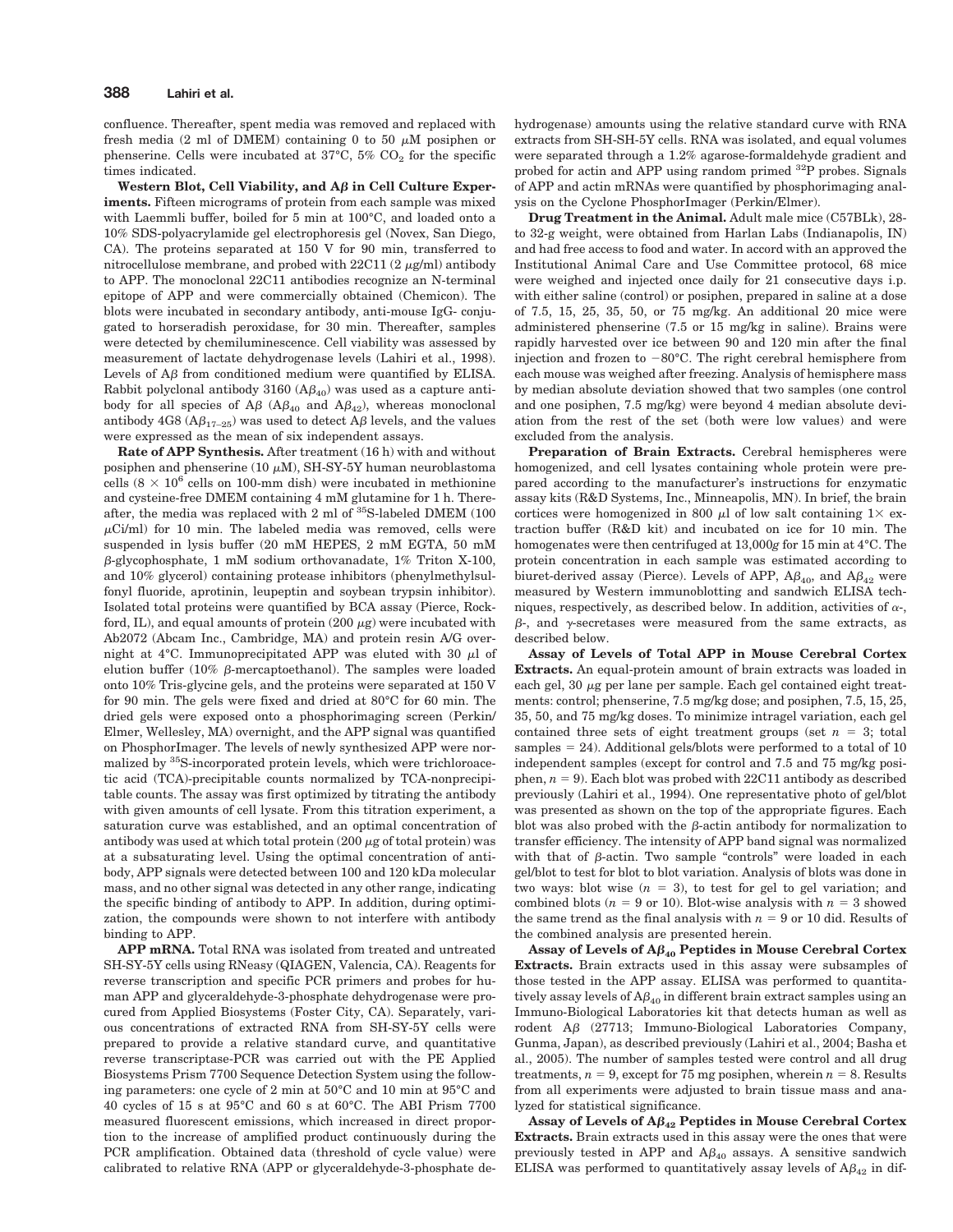confluence. Thereafter, spent media was removed and replaced with fresh media (2 ml of DMEM) containing 0 to 50 μM posiphen or phenserine. Cells were incubated at 37°C, 5% $CO_2$ for the specific times indicated.

**Western Blot, Cell Viability, and Aβ in Cell Culture Experiments.** Fifteen micrograms of protein from each sample was mixed with Laemmli buffer, boiled for 5 min at 100°C, and loaded onto a 10% SDS-polyacrylamide gel electrophoresis gel (Novex, San Diego, CA). The proteins separated at 150 V for 90 min, transferred to nitrocellulose membrane, and probed with 22C11 (2 μg/ml) antibody to APP. The monoclonal 22C11 antibodies recognize an N-terminal epitope of APP and were commercially obtained (Chemicon). The blots were incubated in secondary antibody, anti-mouse IgG- conjugated to horseradish peroxidase, for 30 min. Thereafter, samples were detected by chemiluminescence. Cell viability was assessed by measurement of lactate dehydrogenase levels (Lahiri et al., 1998). Levels of Aβ from conditioned medium were quantified by ELISA. Rabbit polyclonal antibody 3160 ($A\beta_{40}$) was used as a capture antibody for all species of Aβ ($A\beta_{40}$ and $A\beta_{42}$), whereas monoclonal antibody 4G8 ($A\beta_{17-25}$) was used to detect Aβ levels, and the values were expressed as the mean of six independent assays.

**Rate of APP Synthesis.** After treatment (16 h) with and without posiphen and phenserine (10 μM), SH-SY-5Y human neuroblastoma cells ($8 \times 10^6$ cells on 100-mm dish) were incubated in methionine and cysteine-free DMEM containing 4 mM glutamine for 1 h. Thereafter, the media was replaced with 2 ml of $^{35}$S-labeled DMEM (100 μCi/ml) for 10 min. The labeled media was removed, cells were suspended in lysis buffer (20 mM HEPES, 2 mM EGTA, 50 mM β-glycophosphate, 1 mM sodium orthovanadate, 1% Triton X-100, and 10% glycerol) containing protease inhibitors (phenylmethylsulfonyl fluoride, aprotinin, leupeptin and soybean trypsin inhibitor). Isolated total proteins were quantified by BCA assay (Pierce, Rockford, IL), and equal amounts of protein (200 μg) were incubated with Ab2072 (Abcam Inc., Cambridge, MA) and protein resin A/G overnight at 4°C. Immunoprecipitated APP was eluted with 30 μl of elution buffer (10% β-mercaptoethanol). The samples were loaded onto 10% Tris-glycine gels, and the proteins were separated at 150 V for 90 min. The gels were fixed and dried at 80°C for 60 min. The dried gels were exposed onto a phosphorimaging screen (Perkin/Elmer, Wellesley, MA) overnight, and the APP signal was quantified on PhosphorImager. The levels of newly synthesized APP were normalized by $^{35}$S-incorporated protein levels, which were trichloroacetic acid (TCA)-precipitable counts normalized by TCA-nonprecipitable counts. The assay was first optimized by titrating the antibody with given amounts of cell lysate. From this titration experiment, a saturation curve was established, and an optimal concentration of antibody was used at which total protein (200 μg of total protein) was at a subsaturating level. Using the optimal concentration of antibody, APP signals were detected between 100 and 120 kDa molecular mass, and no other signal was detected in any other range, indicating the specific binding of antibody to APP. In addition, during optimization, the compounds were shown to not interfere with antibody binding to APP.

**APP mRNA.** Total RNA was isolated from treated and untreated SH-SY-5Y cells using RNeasy (QIAGEN, Valencia, CA). Reagents for reverse transcription and specific PCR primers and probes for human APP and glyceraldehyde-3-phosphate dehydrogenase were procured from Applied Biosystems (Foster City, CA). Separately, various concentrations of extracted RNA from SH-SY-5Y cells were prepared to provide a relative standard curve, and quantitative reverse transcriptase-PCR was carried out with the PE Applied Biosystems Prism 7700 Sequence Detection System using the following parameters: one cycle of 2 min at 50°C and 10 min at 95°C and 40 cycles of 15 s at 95°C and 60 s at 60°C. The ABI Prism 7700 measured fluorescent emissions, which increased in direct proportion to the increase of amplified product continuously during the PCR amplification. Obtained data (threshold of cycle value) were calibrated to relative RNA (APP or glyceraldehyde-3-phosphate dehydrogenase) amounts using the relative standard curve with RNA extracts from SH-SH-5Y cells. RNA was isolated, and equal volumes were separated through a 1.2% agarose-formaldehyde gradient and probed for actin and APP using random primed $^{32}$P probes. Signals of APP and actin mRNAs were quantified by phosphorimaging analysis on the Cyclone PhosphorImager (Perkin/Elmer).

**Drug Treatment in the Animal.** Adult male mice (C57BLk), 28- to 32-g weight, were obtained from Harlan Labs (Indianapolis, IN) and had free access to food and water. In accord with an approved the Institutional Animal Care and Use Committee protocol, 68 mice were weighed and injected once daily for 21 consecutive days i.p. with either saline (control) or posiphen, prepared in saline at a dose of 7.5, 15, 25, 35, 50, or 75 mg/kg. An additional 20 mice were administered phenserine (7.5 or 15 mg/kg in saline). Brains were rapidly harvested over ice between 90 and 120 min after the final injection and frozen to −80°C. The right cerebral hemisphere from each mouse was weighed after freezing. Analysis of hemisphere mass by median absolute deviation showed that two samples (one control and one posiphen, 7.5 mg/kg) were beyond 4 median absolute deviation from the rest of the set (both were low values) and were excluded from the analysis.

**Preparation of Brain Extracts.** Cerebral hemispheres were homogenized, and cell lysates containing whole protein were prepared according to the manufacturer's instructions for enzymatic assay kits (R&D Systems, Inc., Minneapolis, MN). In brief, the brain cortices were homogenized in 800 μl of low salt containing 1× extraction buffer (R&D kit) and incubated on ice for 10 min. The homogenates were then centrifuged at 13,000*g* for 15 min at 4°C. The protein concentration in each sample was estimated according to biuret-derived assay (Pierce). Levels of APP, $A\beta_{40}$, and $A\beta_{42}$ were measured by Western immunoblotting and sandwich ELISA techniques, respectively, as described below. In addition, activities of α-, β-, and γ-secretases were measured from the same extracts, as described below.

**Assay of Levels of Total APP in Mouse Cerebral Cortex Extracts.** An equal-protein amount of brain extracts was loaded in each gel, 30 μg per lane per sample. Each gel contained eight treatments: control; phenserine, 7.5 mg/kg dose; and posiphen, 7.5, 15, 25, 35, 50, and 75 mg/kg doses. To minimize intragel variation, each gel contained three sets of eight treatment groups (set $n = 3$; total samples = 24). Additional gels/blots were performed to a total of 10 independent samples (except for control and 7.5 and 75 mg/kg posiphen, $n = 9$). Each blot was probed with 22C11 antibody as described previously (Lahiri et al., 1994). One representative photo of gel/blot was presented as shown on the top of the appropriate figures. Each blot was also probed with the β-actin antibody for normalization to transfer efficiency. The intensity of APP band signal was normalized with that of β-actin. Two sample "controls" were loaded in each gel/blot to test for blot to blot variation. Analysis of blots was done in two ways: blot wise ($n = 3$), to test for gel to gel variation; and combined blots ($n = 9$ or 10). Blot-wise analysis with $n = 3$ showed the same trend as the final analysis with $n = 9$ or 10 did. Results of the combined analysis are presented herein.

**Assay of Levels of $A\beta_{40}$ Peptides in Mouse Cerebral Cortex Extracts.** Brain extracts used in this assay were subsamples of those tested in the APP assay. ELISA was performed to quantitatively assay levels of $A\beta_{40}$ in different brain extract samples using an Immuno-Biological Laboratories kit that detects human as well as rodent Aβ (27713; Immuno-Biological Laboratories Company, Gunma, Japan), as described previously (Lahiri et al., 2004; Basha et al., 2005). The number of samples tested were control and all drug treatments, $n = 9$, except for 75 mg posiphen, wherein $n = 8$. Results from all experiments were adjusted to brain tissue mass and analyzed for statistical significance.

**Assay of Levels of $A\beta_{42}$ Peptides in Mouse Cerebral Cortex Extracts.** Brain extracts used in this assay were the ones that were previously tested in APP and $A\beta_{40}$ assays. A sensitive sandwich ELISA was performed to quantitatively assay levels of $A\beta_{42}$ in dif-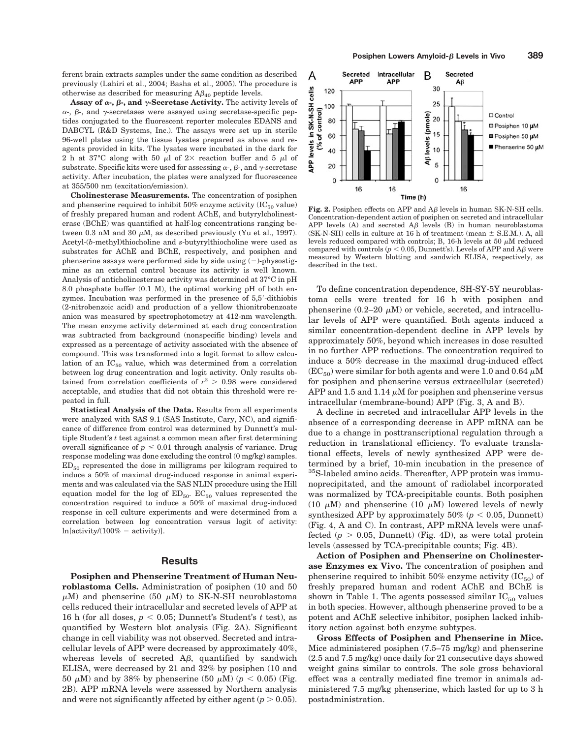ferent brain extracts samples under the same condition as described previously (Lahiri et al., 2004; Basha et al., 2005). The procedure is otherwise as described for measuring $A\beta_{40}$ peptide levels.

**Assay of α-, β-, and γ-Secretase Activity.** The activity levels of α-, β-, and γ-secretases were assayed using secretase-specific peptides conjugated to the fluorescent reporter molecules EDANS and DABCYL (R&D Systems, Inc.). The assays were set up in sterile 96-well plates using the tissue lysates prepared as above and reagents provided in kits. The lysates were incubated in the dark for 2 h at 37°C along with 50 μl of 2× reaction buffer and 5 μl of substrate. Specific kits were used for assessing α-, β-, and γ-secretase activity. After incubation, the plates were analyzed for fluorescence at 355/500 nm (excitation/emission).

**Cholinesterase Measurements.** The concentration of posiphen and phenserine required to inhibit 50% enzyme activity ($IC_{50}$ value) of freshly prepared human and rodent AChE, and butyrylcholinesterase (BChE) was quantified at half-log concentrations ranging between 0.3 nM and 30 μM, as described previously (Yu et al., 1997). Acetyl-(*b*-methyl)thiocholine and *s*-butyrylthiocholine were used as substrates for AChE and BChE, respectively, and posiphen and phenserine assays were performed side by side using (−)-physostigmine as an external control because its activity is well known. Analysis of anticholinesterase activity was determined at 37°C in pH 8.0 phosphate buffer (0.1 M), the optimal working pH of both enzymes. Incubation was performed in the presence of 5,5′-dithiobis (2-nitrobenzoic acid) and production of a yellow thionitrobenzoate anion was measured by spectrophotometry at 412-nm wavelength. The mean enzyme activity determined at each drug concentration was subtracted from background (nonspecific binding) levels and expressed as a percentage of activity associated with the absence of compound. This was transformed into a logit format to allow calculation of an $IC_{50}$ value, which was determined from a correlation between log drug concentration and logit activity. Only results obtained from correlation coefficients of $r^2 > 0.98$ were considered acceptable, and studies that did not obtain this threshold were repeated in full.

**Statistical Analysis of the Data.** Results from all experiments were analyzed with SAS 9.1 (SAS Institute, Cary, NC), and significance of difference from control was determined by Dunnett's multiple Student's *t* test against a common mean after first determining overall significance of $p \leq 0.01$ through analysis of variance. Drug response modeling was done excluding the control (0 mg/kg) samples. $ED_{50}$ represented the dose in milligrams per kilogram required to induce a 50% of maximal drug-induced response in animal experiments and was calculated via the SAS NLIN procedure using the Hill equation model for the log of $ED_{50}$. $EC_{50}$ values represented the concentration required to induce a 50% of maximal drug-induced response in cell culture experiments and were determined from a correlation between log concentration versus logit of activity: $\ln[\text{activity}/(100\% - \text{activity})]$.

## Results

**Posiphen and Phenserine Treatment of Human Neuroblastoma Cells.** Administration of posiphen (10 and 50 μM) and phenserine (50 μM) to SK-N-SH neuroblastoma cells reduced their intracellular and secreted levels of APP at 16 h (for all doses, $p < 0.05$; Dunnett's Student's *t* test), as quantified by Western blot analysis (Fig. 2A). Significant change in cell viability was not observed. Secreted and intracellular levels of APP were decreased by approximately 40%, whereas levels of secreted Aβ, quantified by sandwich ELISA, were decreased by 21 and 32% by posiphen (10 and 50 μM) and by 38% by phenserine (50 μM) ($p < 0.05$) (Fig. 2B). APP mRNA levels were assessed by Northern analysis and were not significantly affected by either agent ($p > 0.05$).

**Fig. 2.** Posiphen effects on APP and Aβ levels in human SK-N-SH cells. Concentration-dependent action of posiphen on secreted and intracellular APP levels (A) and secreted Aβ levels (B) in human neuroblastoma (SK-N-SH) cells in culture at 16 h of treatment (mean ± S.E.M.). A, all levels reduced compared with controls; B, 16-h levels at 50 μM reduced compared with controls ($p < 0.05$, Dunnett's). Levels of APP and Aβ were measured by Western blotting and sandwich ELISA, respectively, as described in the text.

To define concentration dependence, SH-SY-5Y neuroblastoma cells were treated for 16 h with posiphen and phenserine (0.2–20 μM) or vehicle, secreted, and intracellular levels of APP were quantified. Both agents induced a similar concentration-dependent decline in APP levels by approximately 50%, beyond which increases in dose resulted in no further APP reductions. The concentration required to induce a 50% decrease in the maximal drug-induced effect ($EC_{50}$) were similar for both agents and were 1.0 and 0.64 μM for posiphen and phenserine versus extracellular (secreted) APP and 1.5 and 1.14 μM for posiphen and phenserine versus intracellular (membrane-bound) APP (Fig. 3, A and B).

A decline in secreted and intracellular APP levels in the absence of a corresponding decrease in APP mRNA can be due to a change in posttranscriptional regulation through a reduction in translational efficiency. To evaluate translational effects, levels of newly synthesized APP were determined by a brief, 10-min incubation in the presence of $^{35}$S-labeled amino acids. Thereafter, APP protein was immunoprecipitated, and the amount of radiolabel incorporated was normalized by TCA-precipitable counts. Both posiphen (10 μM) and phenserine (10 μM) lowered levels of newly synthesized APP by approximately 50% ($p < 0.05$, Dunnett) (Fig. 4, A and C). In contrast, APP mRNA levels were unaffected ($p > 0.05$, Dunnett) (Fig. 4D), as were total protein levels (assessed by TCA-precipitable counts; Fig. 4B).

**Action of Posiphen and Phenserine on Cholinesterase Enzymes ex Vivo.** The concentration of posiphen and phenserine required to inhibit 50% enzyme activity ($IC_{50}$) of freshly prepared human and rodent AChE and BChE is shown in Table 1. The agents possessed similar $IC_{50}$ values in both species. However, although phenserine proved to be a potent and AChE selective inhibitor, posiphen lacked inhibitory action against both enzyme subtypes.

**Gross Effects of Posiphen and Phenserine in Mice.** Mice administered posiphen (7.5–75 mg/kg) and phenserine (2.5 and 7.5 mg/kg) once daily for 21 consecutive days showed weight gains similar to controls. The sole gross behavioral effect was a centrally mediated fine tremor in animals administered 7.5 mg/kg phenserine, which lasted for up to 3 h postadministration.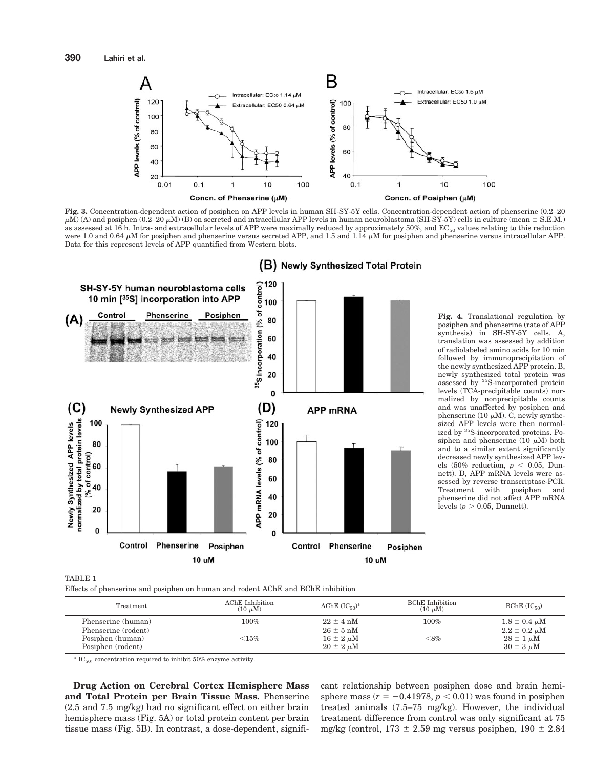**Fig. 3.** Concentration-dependent action of posiphen on APP levels in human SH-SY-5Y cells. Concentration-dependent action of phenserine (0.2–20 $\mu$M) (A) and posiphen (0.2–20 $\mu$M) (B) on secreted and intracellular APP levels in human neuroblastoma (SH-SY-5Y) cells in culture (mean ± S.E.M.) as assessed at 16 h. Intra- and extracellular levels of APP were maximally reduced by approximately 50%, and $EC_{50}$ values relating to this reduction were 1.0 and 0.64 $\mu$M for posiphen and phenserine versus secreted APP, and 1.5 and 1.14 $\mu$M for posiphen and phenserine versus intracellular APP. Data for this represent levels of APP quantified from Western blots.

**Fig. 4.** Translational regulation by posiphen and phenserine (rate of APP synthesis) in SH-SY-5Y cells. A, translation was assessed by addition of radiolabeled amino acids for 10 min followed by immunoprecipitation of the newly synthesized APP protein. B, newly synthesized total protein was assessed by $^{35}$S-incorporated protein levels (TCA-precipitable counts) normalized by nonprecipitable counts and was unaffected by posiphen and phenserine (10 $\mu$M). C, newly synthesized APP levels were then normalized by $^{35}$S-incorporated proteins. Posiphen and phenserine (10 $\mu$M) both and to a similar extent significantly decreased newly synthesized APP levels (50% reduction, $p < 0.05$, Dunnett). D, APP mRNA levels were assessed by reverse transcriptase-PCR. Treatment with posiphen and phenserine did not affect APP mRNA levels ($p > 0.05$, Dunnett).

TABLE 1

Effects of phenserine and posiphen on human and rodent AChE and BChE inhibition

| Treatment | AChE Inhibition (10 $\mu$M) | AChE ($IC_{50}$)* | BChE Inhibition (10 $\mu$M) | BChE ($IC_{50}$) |
|---|---|---|---|---|
| Phenserine (human) | 100% | 22 ± 4 nM | 100% | 1.8 ± 0.4 $\mu$M |
| Phenserine (rodent) | | 26 ± 5 nM | | 2.2 ± 0.2 $\mu$M |
| Posiphen (human) | <15% | 16 ± 2 $\mu$M | <8% | 28 ± 1 $\mu$M |
| Posiphen (rodent) | | 20 ± 2 $\mu$M | | 30 ± 3 $\mu$M |

* $IC_{50}$, concentration required to inhibit 50% enzyme activity.

**Drug Action on Cerebral Cortex Hemisphere Mass and Total Protein per Brain Tissue Mass.** Phenserine (2.5 and 7.5 mg/kg) had no significant effect on either brain hemisphere mass (Fig. 5A) or total protein content per brain tissue mass (Fig. 5B). In contrast, a dose-dependent, significant relationship between posiphen dose and brain hemisphere mass ($r = -0.41978$, $p < 0.01$) was found in posiphen treated animals (7.5–75 mg/kg). However, the individual treatment difference from control was only significant at 75 mg/kg (control, 173 ± 2.59 mg versus posiphen, 190 ± 2.84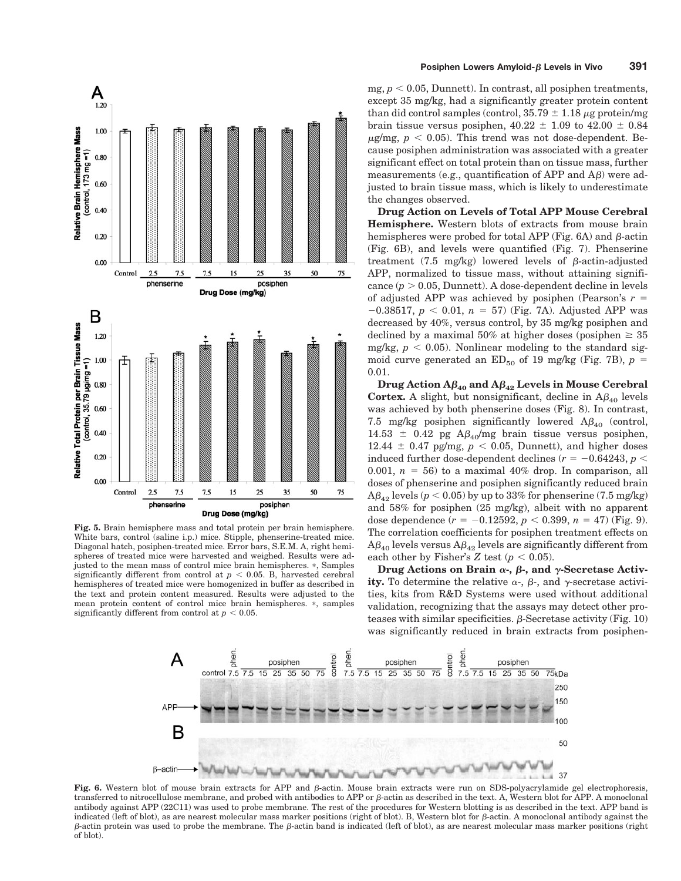mg, $p < 0.05$, Dunnett). In contrast, all posiphen treatments, except 35 mg/kg, had a significantly greater protein content than did control samples (control, $35.79 \pm 1.18$ μg protein/mg brain tissue versus posiphen, $40.22 \pm 1.09$ to $42.00 \pm 0.84$ μg/mg, $p < 0.05$). This trend was not dose-dependent. Because posiphen administration was associated with a greater significant effect on total protein than on tissue mass, further measurements (e.g., quantification of APP and Aβ) were adjusted to brain tissue mass, which is likely to underestimate the changes observed.

**Drug Action on Levels of Total APP Mouse Cerebral Hemisphere.** Western blots of extracts from mouse brain hemispheres were probed for total APP (Fig. 6A) and β-actin (Fig. 6B), and levels were quantified (Fig. 7). Phenserine treatment (7.5 mg/kg) lowered levels of β-actin-adjusted APP, normalized to tissue mass, without attaining significance ($p > 0.05$, Dunnett). A dose-dependent decline in levels of adjusted APP was achieved by posiphen (Pearson's $r = -0.38517$, $p < 0.01$, $n = 57$) (Fig. 7A). Adjusted APP was decreased by 40%, versus control, by 35 mg/kg posiphen and declined by a maximal 50% at higher doses (posiphen $\geq 35$ mg/kg, $p < 0.05$). Nonlinear modeling to the standard sigmoid curve generated an $ED_{50}$ of 19 mg/kg (Fig. 7B), $p = 0.01$.

**Drug Action $A\beta_{40}$ and $A\beta_{42}$ Levels in Mouse Cerebral Cortex.** A slight, but nonsignificant, decline in $A\beta_{40}$ levels was achieved by both phenserine doses (Fig. 8). In contrast, 7.5 mg/kg posiphen significantly lowered $A\beta_{40}$ (control, $14.53 \pm 0.42$ pg $A\beta_{40}$/mg brain tissue versus posiphen, $12.44 \pm 0.47$ pg/mg, $p < 0.05$, Dunnett), and higher doses induced further dose-dependent declines ($r = -0.64243$, $p < 0.001$, $n = 56$) to a maximal 40% drop. In comparison, all doses of phenserine and posiphen significantly reduced brain $A\beta_{42}$ levels ($p < 0.05$) by up to 33% for phenserine (7.5 mg/kg) and 58% for posiphen (25 mg/kg), albeit with no apparent dose dependence ($r = -0.12592$, $p < 0.399$, $n = 47$) (Fig. 9). The correlation coefficients for posiphen treatment effects on $A\beta_{40}$ levels versus $A\beta_{42}$ levels are significantly different from each other by Fisher's $Z$ test ($p < 0.05$).

**Drug Actions on Brain α-, β-, and γ-Secretase Activity.** To determine the relative α-, β-, and γ-secretase activities, kits from R&D Systems were used without additional validation, recognizing that the assays may detect other proteases with similar specificities. β-Secretase activity (Fig. 10) was significantly reduced in brain extracts from posiphen-

**Fig. 5.** Brain hemisphere mass and total protein per brain hemisphere. White bars, control (saline i.p.) mice. Stipple, phenserine-treated mice. Diagonal hatch, posiphen-treated mice. Error bars, S.E.M. A, right hemispheres of treated mice were harvested and weighed. Results were adjusted to the mean mass of control mice brain hemispheres. *, Samples significantly different from control at $p < 0.05$. B, harvested cerebral hemispheres of treated mice were homogenized in buffer as described in the text and protein content measured. Results were adjusted to the mean protein content of control mice brain hemispheres. *, samples significantly different from control at $p < 0.05$.

**Fig. 6.** Western blot of mouse brain extracts for APP and β-actin. Mouse brain extracts were run on SDS-polyacrylamide gel electrophoresis, transferred to nitrocellulose membrane, and probed with antibodies to APP or β-actin as described in the text. A, Western blot for APP. A monoclonal antibody against APP (22C11) was used to probe membrane. The rest of the procedures for Western blotting is as described in the text. APP band is indicated (left of blot), as are nearest molecular mass marker positions (right of blot). B, Western blot for β-actin. A monoclonal antibody against the β-actin protein was used to probe the membrane. The β-actin band is indicated (left of blot), as are nearest molecular mass marker positions (right of blot).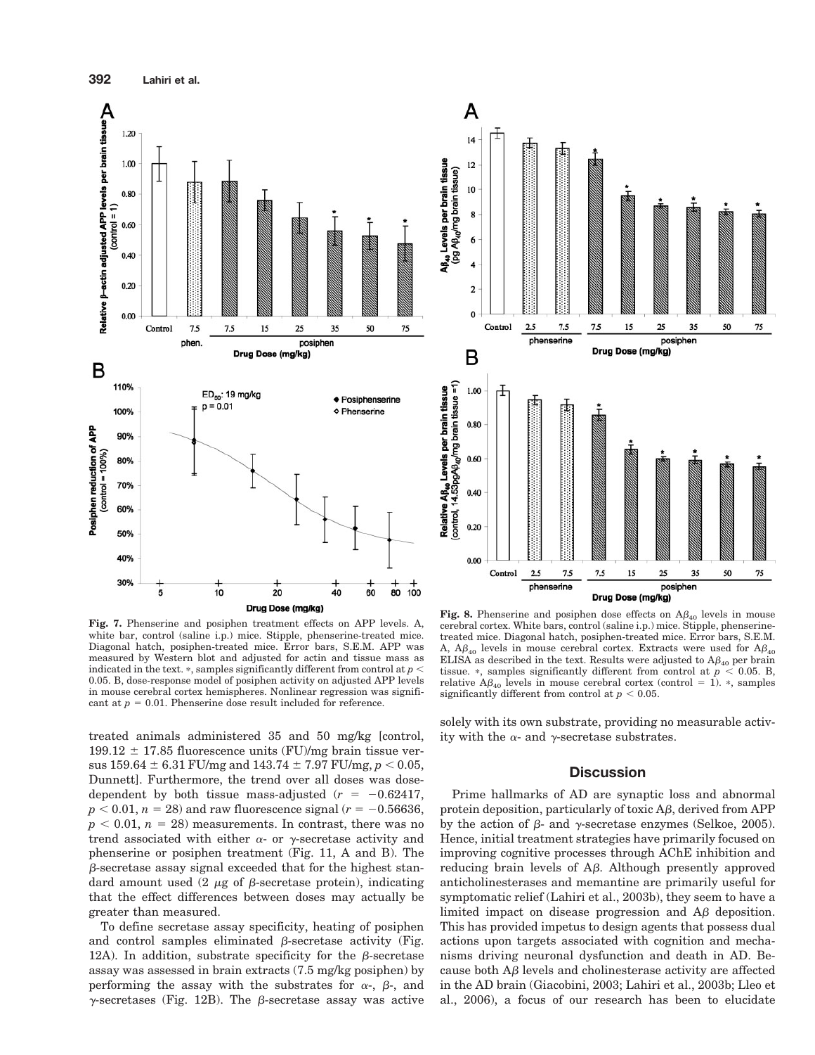**Fig. 7.** Phenserine and posiphen treatment effects on APP levels. A, white bar, control (saline i.p.) mice. Stipple, phenserine-treated mice. Diagonal hatch, posiphen-treated mice. Error bars, S.E.M. APP was measured by Western blot and adjusted for actin and tissue mass as indicated in the text. *, samples significantly different from control at $p < 0.05$. B, dose-response model of posiphen activity on adjusted APP levels in mouse cerebral cortex hemispheres. Nonlinear regression was significant at $p = 0.01$. Phenserine dose result included for reference.

**Fig. 8.** Phenserine and posiphen dose effects on $A\beta_{40}$ levels in mouse cerebral cortex. White bars, control (saline i.p.) mice. Stipple, phenserine-treated mice. Diagonal hatch, posiphen-treated mice. Error bars, S.E.M. A, $A\beta_{40}$ levels in mouse cerebral cortex. Extracts were used for $A\beta_{40}$ ELISA as described in the text. Results were adjusted to $A\beta_{40}$ per brain tissue. *, samples significantly different from control at $p < 0.05$. B, relative $A\beta_{40}$ levels in mouse cerebral cortex (control = 1). *, samples significantly different from control at $p < 0.05$.

treated animals administered 35 and 50 mg/kg [control, 199.12 ± 17.85 fluorescence units (FU)/mg brain tissue versus 159.64 ± 6.31 FU/mg and 143.74 ± 7.97 FU/mg, $p < 0.05$, Dunnett]. Furthermore, the trend over all doses was dose-dependent by both tissue mass-adjusted ($r = -0.62417$, $p < 0.01$, $n = 28$) and raw fluorescence signal ($r = -0.56636$, $p < 0.01$, $n = 28$) measurements. In contrast, there was no trend associated with either α- or γ-secretase activity and phenserine or posiphen treatment (Fig. 11, A and B). The β-secretase assay signal exceeded that for the highest standard amount used (2 μg of β-secretase protein), indicating that the effect differences between doses may actually be greater than measured.

To define secretase assay specificity, heating of posiphen and control samples eliminated β-secretase activity (Fig. 12A). In addition, substrate specificity for the β-secretase assay was assessed in brain extracts (7.5 mg/kg posiphen) by performing the assay with the substrates for α-, β-, and γ-secretases (Fig. 12B). The β-secretase assay was active solely with its own substrate, providing no measurable activity with the α- and γ-secretase substrates.

## Discussion

Prime hallmarks of AD are synaptic loss and abnormal protein deposition, particularly of toxic Aβ, derived from APP by the action of β- and γ-secretase enzymes (Selkoe, 2005). Hence, initial treatment strategies have primarily focused on improving cognitive processes through AChE inhibition and reducing brain levels of Aβ. Although presently approved anticholinesterases and memantine are primarily useful for symptomatic relief (Lahiri et al., 2003b), they seem to have a limited impact on disease progression and Aβ deposition. This has provided impetus to design agents that possess dual actions upon targets associated with cognition and mechanisms driving neuronal dysfunction and death in AD. Because both Aβ levels and cholinesterase activity are affected in the AD brain (Giacobini, 2003; Lahiri et al., 2003b; Lleo et al., 2006), a focus of our research has been to elucidate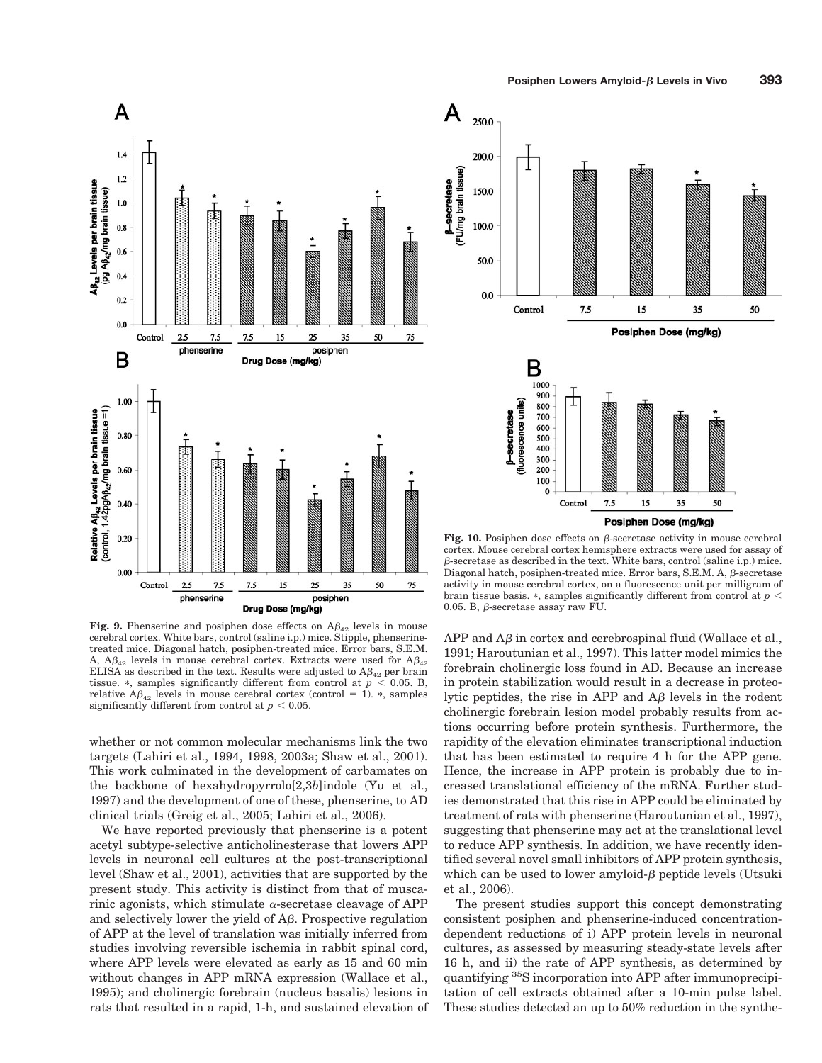**Fig. 9.** Phenserine and posiphen dose effects on $A\beta_{42}$ levels in mouse cerebral cortex. White bars, control (saline i.p.) mice. Stipple, phenserine-treated mice. Diagonal hatch, posiphen-treated mice. Error bars, S.E.M. A, $A\beta_{42}$ levels in mouse cerebral cortex. Extracts were used for $A\beta_{42}$ ELISA as described in the text. Results were adjusted to $A\beta_{42}$ per brain tissue. *, samples significantly different from control at $p < 0.05$. B, relative $A\beta_{42}$ levels in mouse cerebral cortex (control = 1). *, samples significantly different from control at $p < 0.05$.

whether or not common molecular mechanisms link the two targets (Lahiri et al., 1994, 1998, 2003a; Shaw et al., 2001). This work culminated in the development of carbamates on the backbone of hexahydropyrrolo[2,3*b*]indole (Yu et al., 1997) and the development of one of these, phenserine, to AD clinical trials (Greig et al., 2005; Lahiri et al., 2006).

We have reported previously that phenserine is a potent acetyl subtype-selective anticholinesterase that lowers APP levels in neuronal cell cultures at the post-transcriptional level (Shaw et al., 2001), activities that are supported by the present study. This activity is distinct from that of muscarinic agonists, which stimulate α-secretase cleavage of APP and selectively lower the yield of Aβ. Prospective regulation of APP at the level of translation was initially inferred from studies involving reversible ischemia in rabbit spinal cord, where APP levels were elevated as early as 15 and 60 min without changes in APP mRNA expression (Wallace et al., 1995); and cholinergic forebrain (nucleus basalis) lesions in rats that resulted in a rapid, 1-h, and sustained elevation of APP and Aβ in cortex and cerebrospinal fluid (Wallace et al., 1991; Haroutunian et al., 1997). This latter model mimics the forebrain cholinergic loss found in AD. Because an increase in protein stabilization would result in a decrease in proteolytic peptides, the rise in APP and Aβ levels in the rodent cholinergic forebrain lesion model probably results from actions occurring before protein synthesis. Furthermore, the rapidity of the elevation eliminates transcriptional induction that has been estimated to require 4 h for the APP gene. Hence, the increase in APP protein is probably due to increased translational efficiency of the mRNA. Further studies demonstrated that this rise in APP could be eliminated by treatment of rats with phenserine (Haroutunian et al., 1997), suggesting that phenserine may act at the translational level to reduce APP synthesis. In addition, we have recently identified several novel small inhibitors of APP protein synthesis, which can be used to lower amyloid-β peptide levels (Utsuki et al., 2006).

**Fig. 10.** Posiphen dose effects on β-secretase activity in mouse cerebral cortex. Mouse cerebral cortex hemisphere extracts were used for assay of β-secretase as described in the text. White bars, control (saline i.p.) mice. Diagonal hatch, posiphen-treated mice. Error bars, S.E.M. A, β-secretase activity in mouse cerebral cortex, on a fluorescence unit per milligram of brain tissue basis. *, samples significantly different from control at $p < 0.05$. B, β-secretase assay raw FU.

The present studies support this concept demonstrating consistent posiphen and phenserine-induced concentration-dependent reductions of i) APP protein levels in neuronal cultures, as assessed by measuring steady-state levels after 16 h, and ii) the rate of APP synthesis, as determined by quantifying $^{35}S$ incorporation into APP after immunoprecipitation of cell extracts obtained after a 10-min pulse label. These studies detected an up to 50% reduction in the synthe-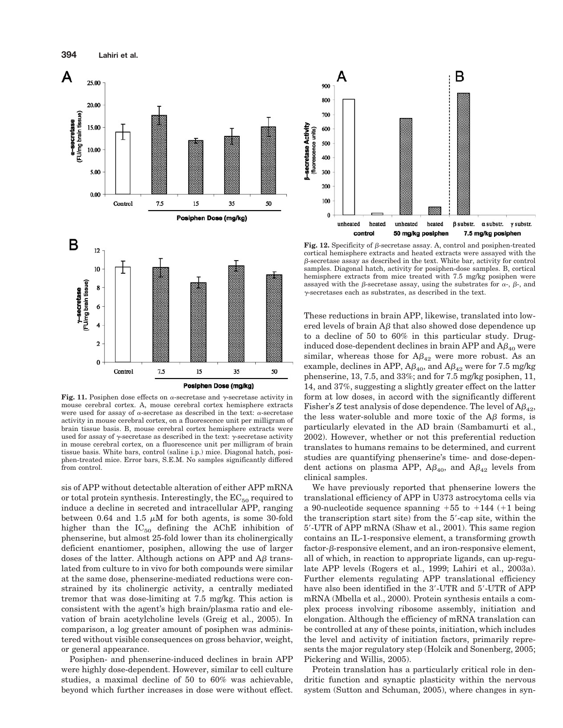**Fig. 11.** Posiphen dose effects on α-secretase and γ-secretase activity in mouse cerebral cortex. A, mouse cerebral cortex hemisphere extracts were used for assay of α-secretase as described in the text: α-secretase activity in mouse cerebral cortex, on a fluorescence unit per milligram of brain tissue basis. B, mouse cerebral cortex hemisphere extracts were used for assay of γ-secretase as described in the text: γ-secretase activity in mouse cerebral cortex, on a fluorescence unit per milligram of brain tissue basis. White bars, control (saline i.p.) mice. Diagonal hatch, posiphen-treated mice. Error bars, S.E.M. No samples significantly differed from control.

**Fig. 12.** Specificity of β-secretase assay. A, control and posiphen-treated cortical hemisphere extracts and heated extracts were assayed with the β-secretase assay as described in the text. White bar, activity for control samples. Diagonal hatch, activity for posiphen-dose samples. B, cortical hemisphere extracts from mice treated with 7.5 mg/kg posiphen were assayed with the β-secretase assay, using the substrates for α-, β-, and γ-secretases each as substrates, as described in the text.

sis of APP without detectable alteration of either APP mRNA or total protein synthesis. Interestingly, the $EC_{50}$ required to induce a decline in secreted and intracellular APP, ranging between 0.64 and 1.5 μM for both agents, is some 30-fold higher than the $IC_{50}$ defining the AChE inhibition of phenserine, but almost 25-fold lower than its cholinergically deficient enantiomer, posiphen, allowing the use of larger doses of the latter. Although actions on APP and Aβ translated from culture to in vivo for both compounds were similar at the same dose, phenserine-mediated reductions were constrained by its cholinergic activity, a centrally mediated tremor that was dose-limiting at 7.5 mg/kg. This action is consistent with the agent's high brain/plasma ratio and elevation of brain acetylcholine levels (Greig et al., 2005). In comparison, a log greater amount of posiphen was administered without visible consequences on gross behavior, weight, or general appearance.

Posiphen- and phenserine-induced declines in brain APP were highly dose-dependent. However, similar to cell culture studies, a maximal decline of 50 to 60% was achievable, beyond which further increases in dose were without effect. These reductions in brain APP, likewise, translated into lowered levels of brain Aβ that also showed dose dependence up to a decline of 50 to 60% in this particular study. Drug-induced dose-dependent declines in brain APP and $A\beta_{40}$ were similar, whereas those for $A\beta_{42}$ were more robust. As an example, declines in APP, $A\beta_{40}$, and $A\beta_{42}$ were for 7.5 mg/kg phenserine, 13, 7.5, and 33%; and for 7.5 mg/kg posiphen, 11, 14, and 37%, suggesting a slightly greater effect on the latter form at low doses, in accord with the significantly different Fisher's *Z* test analysis of dose dependence. The level of $A\beta_{42}$, the less water-soluble and more toxic of the Aβ forms, is particularly elevated in the AD brain (Sambamurti et al., 2002). However, whether or not this preferential reduction translates to humans remains to be determined, and current studies are quantifying phenserine's time- and dose-dependent actions on plasma APP, $A\beta_{40}$, and $A\beta_{42}$ levels from clinical samples.

We have previously reported that phenserine lowers the translational efficiency of APP in U373 astrocytoma cells via a 90-nucleotide sequence spanning +55 to +144 (+1 being the transcription start site) from the 5′-cap site, within the 5′-UTR of APP mRNA (Shaw et al., 2001). This same region contains an IL-1-responsive element, a transforming growth factor-β-responsive element, and an iron-responsive element, all of which, in reaction to appropriate ligands, can up-regulate APP levels (Rogers et al., 1999; Lahiri et al., 2003a). Further elements regulating APP translational efficiency have also been identified in the 3′-UTR and 5′-UTR of APP mRNA (Mbella et al., 2000). Protein synthesis entails a complex process involving ribosome assembly, initiation and elongation. Although the efficiency of mRNA translation can be controlled at any of these points, initiation, which includes the level and activity of initiation factors, primarily represents the major regulatory step (Holcik and Sonenberg, 2005; Pickering and Willis, 2005).

Protein translation has a particularly critical role in dendritic function and synaptic plasticity within the nervous system (Sutton and Schuman, 2005), where changes in syn-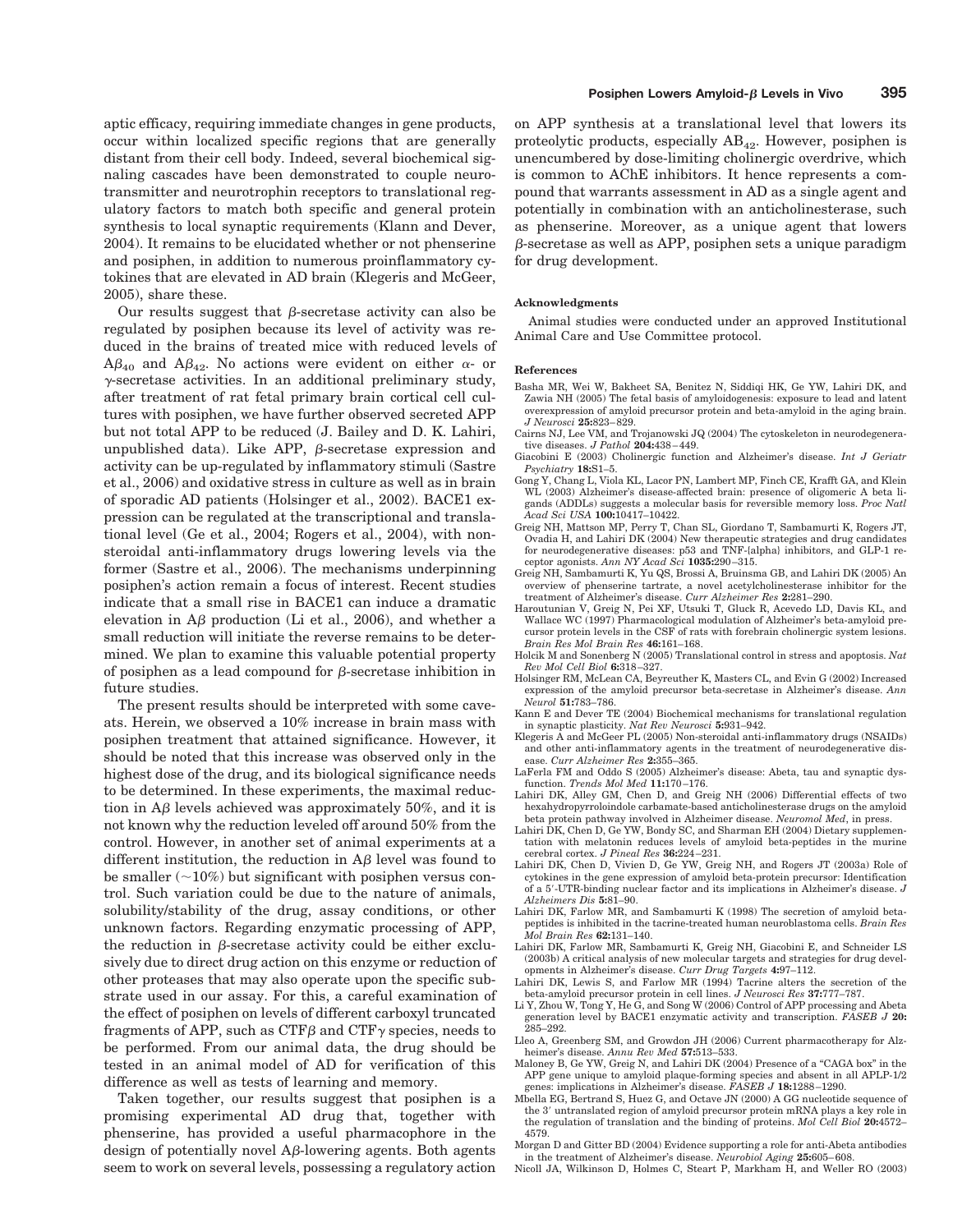aptic efficacy, requiring immediate changes in gene products, occur within localized specific regions that are generally distant from their cell body. Indeed, several biochemical signaling cascades have been demonstrated to couple neurotransmitter and neurotrophin receptors to translational regulatory factors to match both specific and general protein synthesis to local synaptic requirements (Klann and Dever, 2004). It remains to be elucidated whether or not phenserine and posiphen, in addition to numerous proinflammatory cytokines that are elevated in AD brain (Klegeris and McGeer, 2005), share these.

Our results suggest that $\beta$-secretase activity can also be regulated by posiphen because its level of activity was reduced in the brains of treated mice with reduced levels of $A\beta_{40}$ and $A\beta_{42}$. No actions were evident on either $\alpha$- or $\gamma$-secretase activities. In an additional preliminary study, after treatment of rat fetal primary brain cortical cell cultures with posiphen, we have further observed secreted APP but not total APP to be reduced (J. Bailey and D. K. Lahiri, unpublished data). Like APP, $\beta$-secretase expression and activity can be up-regulated by inflammatory stimuli (Sastre et al., 2006) and oxidative stress in culture as well as in brain of sporadic AD patients (Holsinger et al., 2002). BACE1 expression can be regulated at the transcriptional and translational level (Ge et al., 2004; Rogers et al., 2004), with nonsteroidal anti-inflammatory drugs lowering levels via the former (Sastre et al., 2006). The mechanisms underpinning posiphen's action remain a focus of interest. Recent studies indicate that a small rise in BACE1 can induce a dramatic elevation in $A\beta$ production (Li et al., 2006), and whether a small reduction will initiate the reverse remains to be determined. We plan to examine this valuable potential property of posiphen as a lead compound for $\beta$-secretase inhibition in future studies.

The present results should be interpreted with some caveats. Herein, we observed a 10% increase in brain mass with posiphen treatment that attained significance. However, it should be noted that this increase was observed only in the highest dose of the drug, and its biological significance needs to be determined. In these experiments, the maximal reduction in $A\beta$ levels achieved was approximately 50%, and it is not known why the reduction leveled off around 50% from the control. However, in another set of animal experiments at a different institution, the reduction in $A\beta$ level was found to be smaller ($\sim$10%) but significant with posiphen versus control. Such variation could be due to the nature of animals, solubility/stability of the drug, assay conditions, or other unknown factors. Regarding enzymatic processing of APP, the reduction in $\beta$-secretase activity could be either exclusively due to direct drug action on this enzyme or reduction of other proteases that may also operate upon the specific substrate used in our assay. For this, a careful examination of the effect of posiphen on levels of different carboxyl truncated fragments of APP, such as $CTF\beta$ and $CTF\gamma$ species, needs to be performed. From our animal data, the drug should be tested in an animal model of AD for verification of this difference as well as tests of learning and memory.

Taken together, our results suggest that posiphen is a promising experimental AD drug that, together with phenserine, has provided a useful pharmacophore in the design of potentially novel $A\beta$-lowering agents. Both agents seem to work on several levels, possessing a regulatory action on APP synthesis at a translational level that lowers its proteolytic products, especially $AB_{42}$. However, posiphen is unencumbered by dose-limiting cholinergic overdrive, which is common to AChE inhibitors. It hence represents a compound that warrants assessment in AD as a single agent and potentially in combination with an anticholinesterase, such as phenserine. Moreover, as a unique agent that lowers $\beta$-secretase as well as APP, posiphen sets a unique paradigm for drug development.

#### Acknowledgments

Animal studies were conducted under an approved Institutional Animal Care and Use Committee protocol.

#### References

Basha MR, Wei W, Bakheet SA, Benitez N, Siddiqi HK, Ge YW, Lahiri DK, and Zawia NH (2005) The fetal basis of amyloidogenesis: exposure to lead and latent overexpression of amyloid precursor protein and beta-amyloid in the aging brain. *J Neurosci* **25:**823–829.

Cairns NJ, Lee VM, and Trojanowski JQ (2004) The cytoskeleton in neurodegenerative diseases. *J Pathol* **204:**438–449.

Giacobini E (2003) Cholinergic function and Alzheimer's disease. *Int J Geriatr Psychiatry* **18:**S1–5.

Gong Y, Chang L, Viola KL, Lacor PN, Lambert MP, Finch CE, Krafft GA, and Klein WL (2003) Alzheimer's disease-affected brain: presence of oligomeric A beta ligands (ADDLs) suggests a molecular basis for reversible memory loss. *Proc Natl Acad Sci USA* **100:**10417–10422.

Greig NH, Mattson MP, Perry T, Chan SL, Giordano T, Sambamurti K, Rogers JT, Ovadia H, and Lahiri DK (2004) New therapeutic strategies and drug candidates for neurodegenerative diseases: p53 and TNF-{alpha} inhibitors, and GLP-1 receptor agonists. *Ann NY Acad Sci* **1035:**290–315.

Greig NH, Sambamurti K, Yu QS, Brossi A, Bruinsma GB, and Lahiri DK (2005) An overview of phenserine tartrate, a novel acetylcholinesterase inhibitor for the treatment of Alzheimer's disease. *Curr Alzheimer Res* **2:**281–290.

Haroutunian V, Greig N, Pei XF, Utsuki T, Gluck R, Acevedo LD, Davis KL, and Wallace WC (1997) Pharmacological modulation of Alzheimer's beta-amyloid precursor protein levels in the CSF of rats with forebrain cholinergic system lesions. *Brain Res Mol Brain Res* **46:**161–168.

Holcik M and Sonenberg N (2005) Translational control in stress and apoptosis. *Nat Rev Mol Cell Biol* **6:**318–327.

Holsinger RM, McLean CA, Beyreuther K, Masters CL, and Evin G (2002) Increased expression of the amyloid precursor beta-secretase in Alzheimer's disease. *Ann Neurol* **51:**783–786.

Kann E and Dever TE (2004) Biochemical mechanisms for translational regulation in synaptic plasticity. *Nat Rev Neurosci* **5:**931–942.

Klegeris A and McGeer PL (2005) Non-steroidal anti-inflammatory drugs (NSAIDs) and other anti-inflammatory agents in the treatment of neurodegenerative disease. *Curr Alzheimer Res* **2:**355–365.

LaFerla FM and Oddo S (2005) Alzheimer's disease: Abeta, tau and synaptic dysfunction. *Trends Mol Med* **11:**170–176.

Lahiri DK, Alley GM, Chen D, and Greig NH (2006) Differential effects of two hexahydropyrroloindole carbamate-based anticholinesterase drugs on the amyloid beta protein pathway involved in Alzheimer disease. *Neuromol Med*, in press.

Lahiri DK, Chen D, Ge YW, Bondy SC, and Sharman EH (2004) Dietary supplementation with melatonin reduces levels of amyloid beta-peptides in the murine cerebral cortex. *J Pineal Res* **36:**224–231.

Lahiri DK, Chen D, Vivien D, Ge YW, Greig NH, and Rogers JT (2003a) Role of cytokines in the gene expression of amyloid beta-protein precursor: Identification of a 5′-UTR-binding nuclear factor and its implications in Alzheimer's disease. *J Alzheimers Dis* **5:**81–90.

Lahiri DK, Farlow MR, and Sambamurti K (1998) The secretion of amyloid beta-peptides is inhibited in the tacrine-treated human neuroblastoma cells. *Brain Res Mol Brain Res* **62:**131–140.

Lahiri DK, Farlow MR, Sambamurti K, Greig NH, Giacobini E, and Schneider LS (2003b) A critical analysis of new molecular targets and strategies for drug developments in Alzheimer's disease. *Curr Drug Targets* **4:**97–112.

Lahiri DK, Lewis S, and Farlow MR (1994) Tacrine alters the secretion of the beta-amyloid precursor protein in cell lines. *J Neurosci Res* **37:**777–787.

Li Y, Zhou W, Tong Y, He G, and Song W (2006) Control of APP processing and Abeta generation level by BACE1 enzymatic activity and transcription. *FASEB J* **20:** 285–292.

Lleo A, Greenberg SM, and Growdon JH (2006) Current pharmacotherapy for Alzheimer's disease. *Annu Rev Med* **57:**513–533.

Maloney B, Ge YW, Greig N, and Lahiri DK (2004) Presence of a "CAGA box" in the APP gene unique to amyloid plaque-forming species and absent in all APLP-1/2 genes: implications in Alzheimer's disease. *FASEB J* **18:**1288–1290.

Mbella EG, Bertrand S, Huez G, and Octave JN (2000) A GG nucleotide sequence of the 3′ untranslated region of amyloid precursor protein mRNA plays a key role in the regulation of translation and the binding of proteins. *Mol Cell Biol* **20:**4572–4579.

Morgan D and Gitter BD (2004) Evidence supporting a role for anti-Abeta antibodies in the treatment of Alzheimer's disease. *Neurobiol Aging* **25:**605–608.

Nicoll JA, Wilkinson D, Holmes C, Steart P, Markham H, and Weller RO (2003)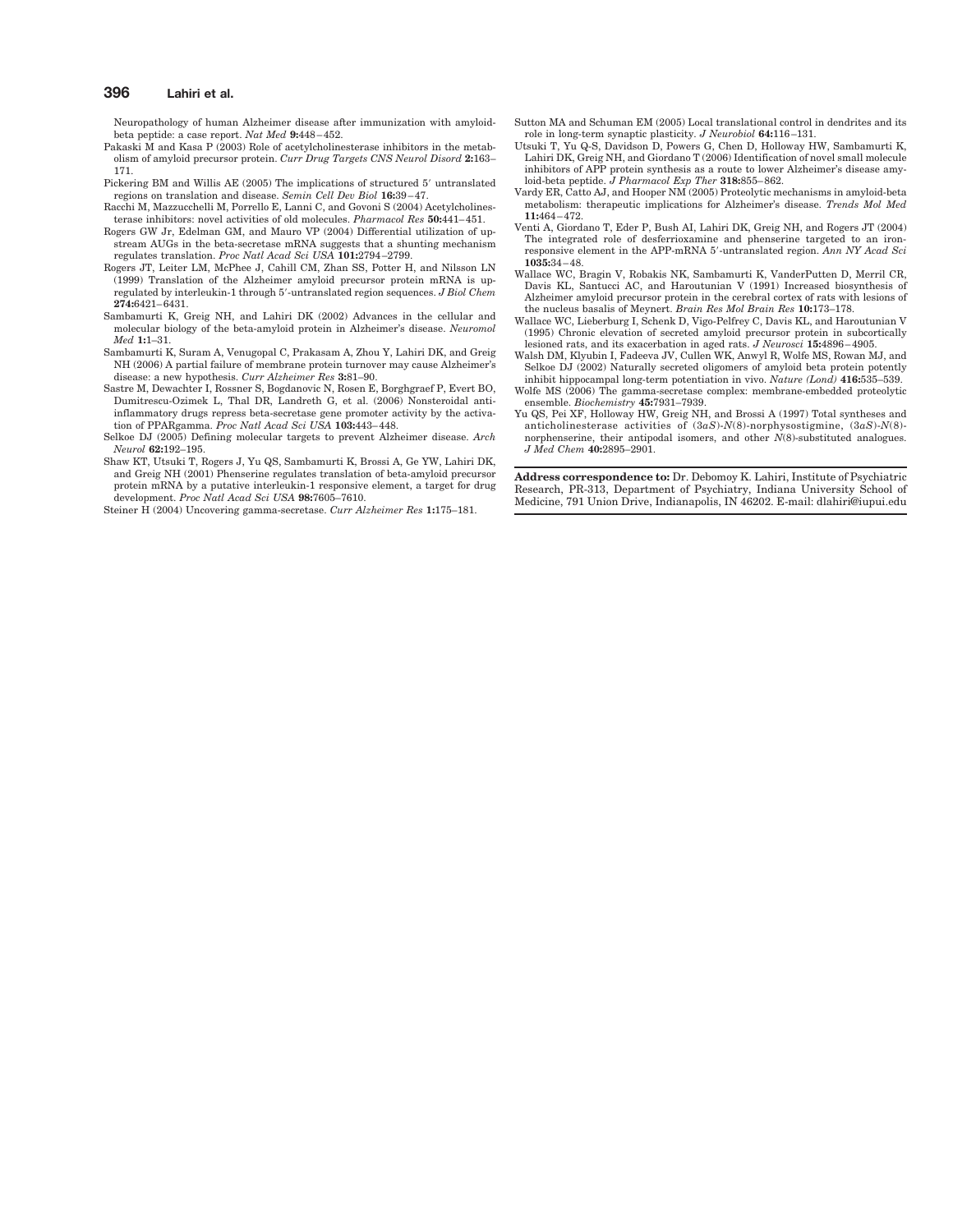Neuropathology of human Alzheimer disease after immunization with amyloid-beta peptide: a case report. *Nat Med* **9:**448–452.

Pakaski M and Kasa P (2003) Role of acetylcholinesterase inhibitors in the metabolism of amyloid precursor protein. *Curr Drug Targets CNS Neurol Disord* **2:**163–171.

Pickering BM and Willis AE (2005) The implications of structured 5′ untranslated regions on translation and disease. *Semin Cell Dev Biol* **16:**39–47.

Racchi M, Mazzucchelli M, Porrello E, Lanni C, and Govoni S (2004) Acetylcholinesterase inhibitors: novel activities of old molecules. *Pharmacol Res* **50:**441–451.

Rogers GW Jr, Edelman GM, and Mauro VP (2004) Differential utilization of upstream AUGs in the beta-secretase mRNA suggests that a shunting mechanism regulates translation. *Proc Natl Acad Sci USA* **101:**2794–2799.

Rogers JT, Leiter LM, McPhee J, Cahill CM, Zhan SS, Potter H, and Nilsson LN (1999) Translation of the Alzheimer amyloid precursor protein mRNA is up-regulated by interleukin-1 through 5′-untranslated region sequences. *J Biol Chem* **274:**6421–6431.

Sambamurti K, Greig NH, and Lahiri DK (2002) Advances in the cellular and molecular biology of the beta-amyloid protein in Alzheimer's disease. *Neuromol Med* **1:**1–31.

Sambamurti K, Suram A, Venugopal C, Prakasam A, Zhou Y, Lahiri DK, and Greig NH (2006) A partial failure of membrane protein turnover may cause Alzheimer's disease: a new hypothesis. *Curr Alzheimer Res* **3:**81–90.

Sastre M, Dewachter I, Rossner S, Bogdanovic N, Rosen E, Borghgraef P, Evert BO, Dumitrescu-Ozimek L, Thal DR, Landreth G, et al. (2006) Nonsteroidal anti-inflammatory drugs repress beta-secretase gene promoter activity by the activation of PPARgamma. *Proc Natl Acad Sci USA* **103:**443–448.

Selkoe DJ (2005) Defining molecular targets to prevent Alzheimer disease. *Arch Neurol* **62:**192–195.

Shaw KT, Utsuki T, Rogers J, Yu QS, Sambamurti K, Brossi A, Ge YW, Lahiri DK, and Greig NH (2001) Phenserine regulates translation of beta-amyloid precursor protein mRNA by a putative interleukin-1 responsive element, a target for drug development. *Proc Natl Acad Sci USA* **98:**7605–7610.

Steiner H (2004) Uncovering gamma-secretase. *Curr Alzheimer Res* **1:**175–181.

Sutton MA and Schuman EM (2005) Local translational control in dendrites and its role in long-term synaptic plasticity. *J Neurobiol* **64:**116–131.

Utsuki T, Yu Q-S, Davidson D, Powers G, Chen D, Holloway HW, Sambamurti K, Lahiri DK, Greig NH, and Giordano T (2006) Identification of novel small molecule inhibitors of APP protein synthesis as a route to lower Alzheimer's disease amyloid-beta peptide. *J Pharmacol Exp Ther* **318:**855–862.

Vardy ER, Catto AJ, and Hooper NM (2005) Proteolytic mechanisms in amyloid-beta metabolism: therapeutic implications for Alzheimer's disease. *Trends Mol Med* **11:**464–472.

Venti A, Giordano T, Eder P, Bush AI, Lahiri DK, Greig NH, and Rogers JT (2004) The integrated role of desferrioxamine and phenserine targeted to an iron-responsive element in the APP-mRNA 5′-untranslated region. *Ann NY Acad Sci* **1035:**34–48.

Wallace WC, Bragin V, Robakis NK, Sambamurti K, VanderPutten D, Merril CR, Davis KL, Santucci AC, and Haroutunian V (1991) Increased biosynthesis of Alzheimer amyloid precursor protein in the cerebral cortex of rats with lesions of the nucleus basalis of Meynert. *Brain Res Mol Brain Res* **10:**173–178.

Wallace WC, Lieberburg I, Schenk D, Vigo-Pelfrey C, Davis KL, and Haroutunian V (1995) Chronic elevation of secreted amyloid precursor protein in subcortically lesioned rats, and its exacerbation in aged rats. *J Neurosci* **15:**4896–4905.

Walsh DM, Klyubin I, Fadeeva JV, Cullen WK, Anwyl R, Wolfe MS, Rowan MJ, and Selkoe DJ (2002) Naturally secreted oligomers of amyloid beta protein potently inhibit hippocampal long-term potentiation in vivo. *Nature (Lond)* **416:**535–539.

Wolfe MS (2006) The gamma-secretase complex: membrane-embedded proteolytic ensemble. *Biochemistry* **45:**7931–7939.

Yu QS, Pei XF, Holloway HW, Greig NH, and Brossi A (1997) Total syntheses and anticholinesterase activities of (3a*S*)-*N*(8)-norphysostigmine, (3a*S*)-*N*(8)-norphenserine, their antipodal isomers, and other *N*(8)-substituted analogues. *J Med Chem* **40:**2895–2901.

**Address correspondence to:** Dr. Debomoy K. Lahiri, Institute of Psychiatric Research, PR-313, Department of Psychiatry, Indiana University School of Medicine, 791 Union Drive, Indianapolis, IN 46202. E-mail: dlahiri@iupui.edu